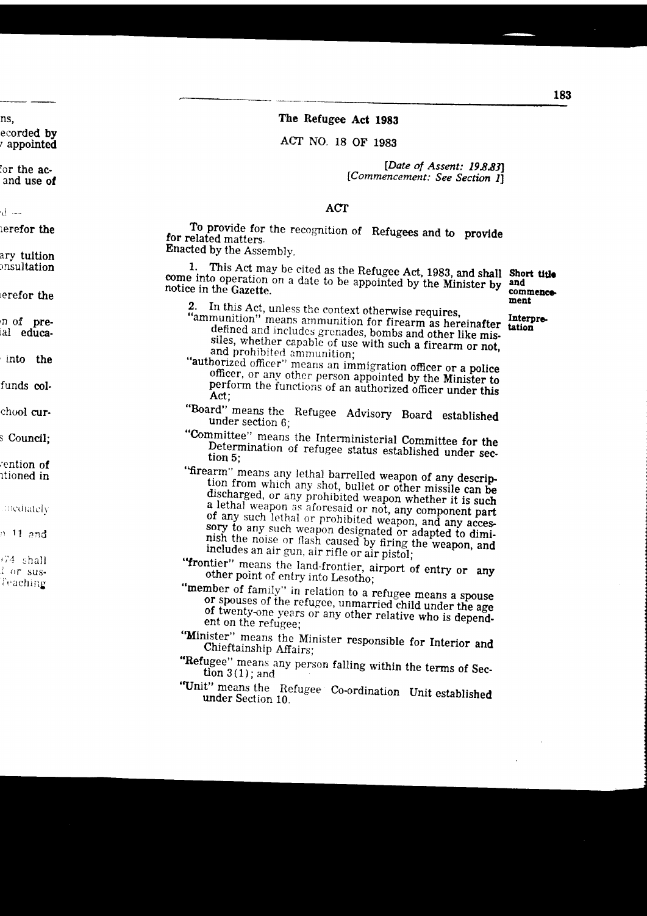# The Refugee Act 1983

ACT NO. 18 OF 1983

*[Date of Assent: 19.8.83]*
*[Commencement: See Section 1]*

## ACT

To provide for the recognition of Refugees and to provide for related matters.

Enacted by the Assembly.

**Short title and commencement**

1. This Act may be cited as the Refugee Act, 1983, and shall come into operation on a date to be appointed by the Minister by notice in the Gazette.

**Interpretation**

2. In this Act, unless the context otherwise requires,

"ammunition" means ammunition for firearm as hereinafter defined and includes grenades, bombs and other like missiles, whether capable of use with such a firearm or not, and prohibited ammunition;

"authorized officer" means an immigration officer or a police officer, or any other person appointed by the Minister to perform the functions of an authorized officer under this Act;

"Board" means the Refugee Advisory Board established under section 6;

"Committee" means the Interministerial Committee for the Determination of refugee status established under section 5;

"firearm" means any lethal barrelled weapon of any description from which any shot, bullet or other missile can be discharged, or any prohibited weapon whether it is such a lethal weapon as aforesaid or not, any component part of any such lethal or prohibited weapon, and any accessory to any such weapon designated or adapted to diminish the noise or flash caused by firing the weapon, and includes an air gun, air rifle or air pistol;

"frontier" means the land-frontier, airport of entry or any other point of entry into Lesotho;

"member of family" in relation to a refugee means a spouse or spouses of the refugee, unmarried child under the age of twenty-one years or any other relative who is dependent on the refugee;

"Minister" means the Minister responsible for Interior and Chieftainship Affairs;

"Refugee" means any person falling within the terms of Section 3(1); and

"Unit" means the Refugee Co-ordination Unit established under Section 10.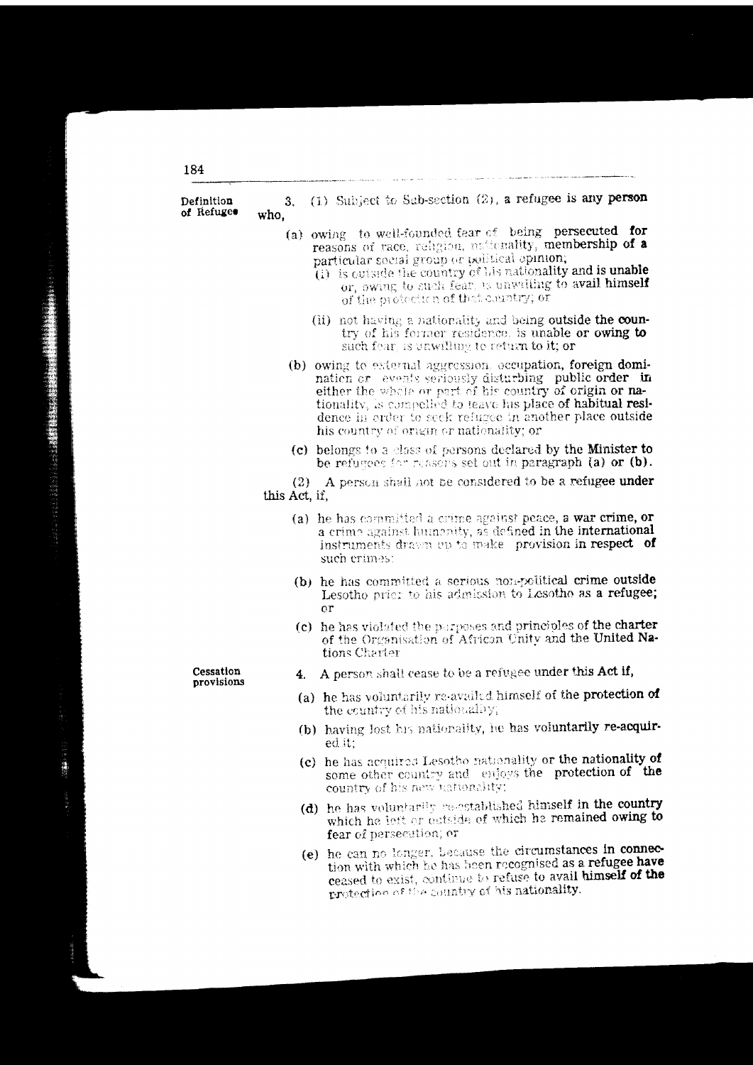**Definition of Refugee**

3. (1) Subject to Sub-section (2), a refugee is any person who,

(a) owing to well-founded fear of being persecuted for reasons of race, religion, nationality, membership of a particular social group or political opinion;

(i) is outside the country of his nationality and is unable or, owing to such fear, is unwilling to avail himself of the protection of that country; or

(ii) not having a nationality and being outside the country of his former residence, is unable or owing to such fear, is unwilling to return to it; or

(b) owing to external aggression, occupation, foreign domination or events seriously disturbing public order in either the whole or part of his country of origin or nationality, is compelled to leave his place of habitual residence in order to seek refugee in another place outside his country of origin or nationality; or

(c) belongs to a class of persons declared by the Minister to be refugees for reasons set out in paragraph (a) or (b).

(2) A person shall not be considered to be a refugee under this Act, if,

(a) he has committed a crime against peace, a war crime, or a crime against humanity, as defined in the international instruments drawn up to make provision in respect of such crimes;

(b) he has committed a serious non-political crime outside Lesotho prior to his admission to Lesotho as a refugee; or

(c) he has violated the purposes and principles of the charter of the Organisation of African Unity and the United Nations Charter

**Cessation provisions**

4. A person shall cease to be a refugee under this Act if,

(a) he has voluntarily re-availed himself of the protection of the country of his nationality;

(b) having lost his nationality, he has voluntarily re-acquired it;

(c) he has acquired Lesotho nationality or the nationality of some other country and enjoys the protection of the country of his new nationality;

(d) he has voluntarily re-established himself in the country which he left or outside of which he remained owing to fear of persecution; or

(e) he can no longer, because the circumstances in connection with which he has been recognised as a refugee have ceased to exist, continue to refuse to avail himself of the protection of the country of his nationality.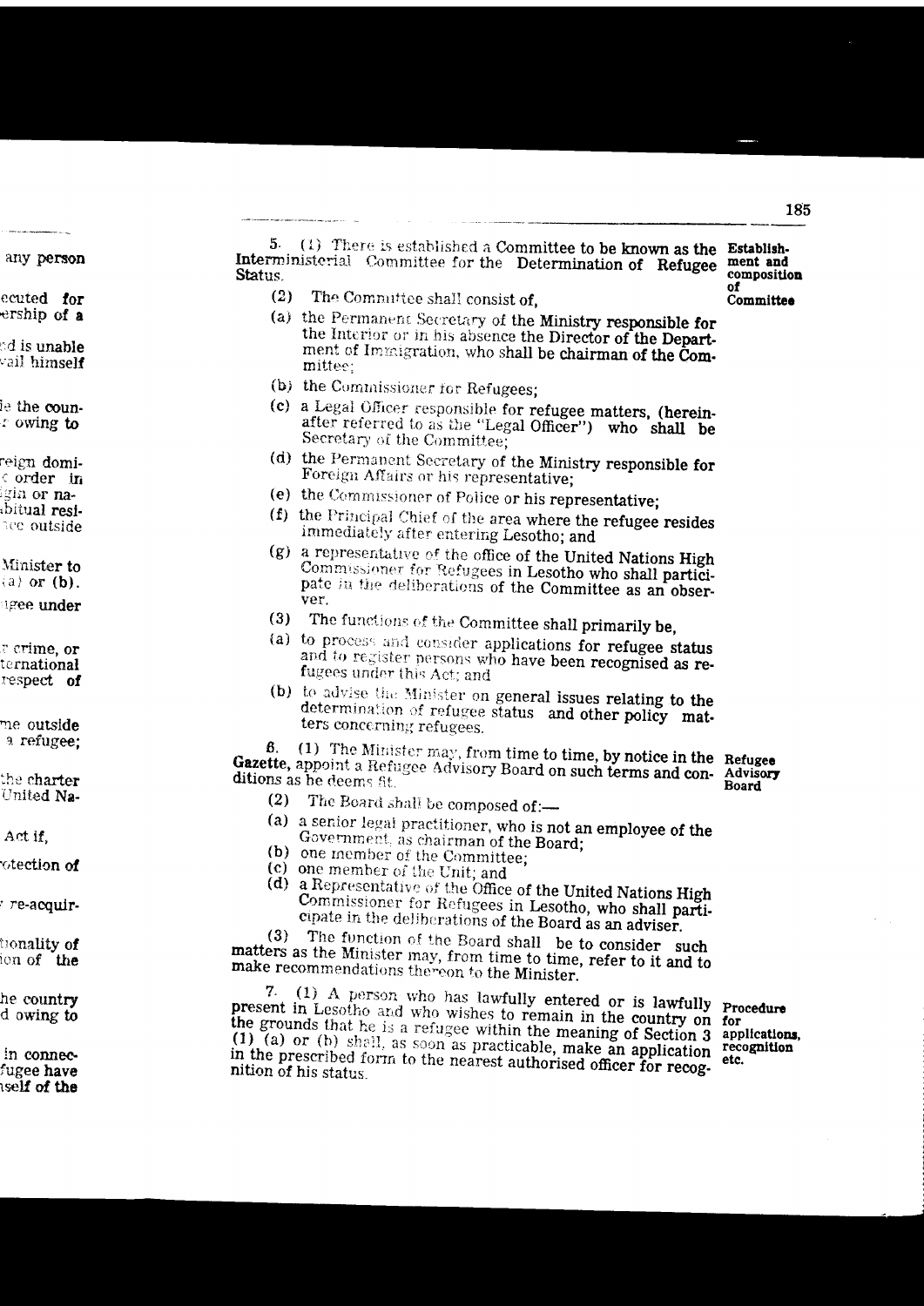**Establishment and composition of Committee**

5. (1) There is established a Committee to be known as the Interministerial Committee for the Determination of Refugee Status.

(2) The Committee shall consist of,

(a) the Permanent Secretary of the Ministry responsible for the Interior or in his absence the Director of the Department of Immigration, who shall be chairman of the Committee;

(b) the Commissioner for Refugees;

(c) a Legal Officer responsible for refugee matters, (hereinafter referred to as the "Legal Officer") who shall be Secretary of the Committee;

(d) the Permanent Secretary of the Ministry responsible for Foreign Affairs or his representative;

(e) the Commissioner of Police or his representative;

(f) the Principal Chief of the area where the refugee resides immediately after entering Lesotho; and

(g) a representative of the office of the United Nations High Commissioner for Refugees in Lesotho who shall participate in the deliberations of the Committee as an observer.

(3) The functions of the Committee shall primarily be,

(a) to process and consider applications for refugee status and to register persons who have been recognised as refugees under this Act; and

(b) to advise the Minister on general issues relating to the determination of refugee status and other policy matters concerning refugees.

**Refugee Advisory Board**

6. (1) The Minister may, from time to time, by notice in the Gazette, appoint a Refugee Advisory Board on such terms and conditions as he deems fit.

(2) The Board shall be composed of:—

(a) a senior legal practitioner, who is not an employee of the Government, as chairman of the Board;

(b) one member of the Committee;

(c) one member of the Unit; and

(d) a Representative of the Office of the United Nations High Commissioner for Refugees in Lesotho, who shall participate in the deliberations of the Board as an adviser.

(3) The function of the Board shall be to consider such matters as the Minister may, from time to time, refer to it and to make recommendations thereon to the Minister.

**Procedure for applications, recognition etc.**

7. (1) A person who has lawfully entered or is lawfully present in Lesotho and who wishes to remain in the country on the grounds that he is a refugee within the meaning of Section 3 (1) (a) or (b) shall, as soon as practicable, make an application in the prescribed form to the nearest authorised officer for recognition of his status.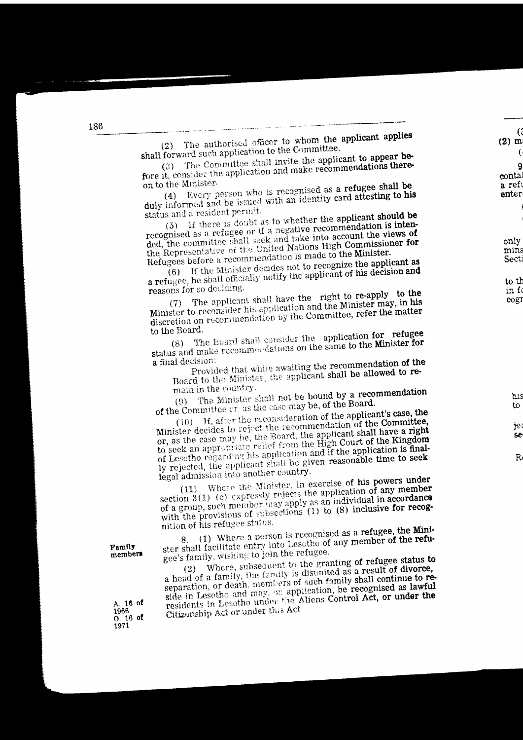(2) The authorised officer to whom the applicant applies shall forward such application to the Committee.

(3) The Committee shall invite the applicant to appear before it, consider the application and make recommendations thereon to the Minister.

(4) Every person who is recognised as a refugee shall be duly informed and be issued with an identity card attesting to his status and a resident permit.

(5) If there is doubt as to whether the applicant should be recognised as a refugee or if a negative recommendation is intended, the committee shall seek and take into account the views of the Representative of the United Nations High Commissioner for Refugees before a recommendation is made to the Minister.

(6) If the Minister decides not to recognize the applicant as a refugee, he shall officially notify the applicant of his decision and reasons for so deciding.

(7) The applicant shall have the right to re-apply to the Minister to reconsider his application and the Minister may, in his discretion on recommendation by the Committee, refer the matter to the Board.

(8) The Board shall consider the application for refugee status and make recommendations on the same to the Minister for a final decision:

Provided that while awaiting the recommendation of the Board to the Minister, the applicant shall be allowed to remain in the country.

(9) The Minister shall not be bound by a recommendation of the Committee or, as the case may be, of the Board.

(10) If, after the reconsideration of the applicant's case, the Minister decides to reject the recommendation of the Committee, or, as the case may be, the Board, the applicant shall have a right to seek an appropriate relief from the High Court of the Kingdom of Lesotho regarding his application and if the application is finally rejected, the applicant shall be given reasonable time to seek legal admission into another country.

(11) Where the Minister, in exercise of his powers under section 3(1) (c) expressly rejects the application of any member of a group, such member may apply as an individual in accordance with the provisions of subsections (1) to (8) inclusive for recognition of his refugee status.

**Family members**

8. (1) Where a person is recognised as a refugee, the Minister shall facilitate entry into Lesotho of any member of the refugee's family, wishing to join the refugee.

(2) Where, subsequent to the granting of refugee status to a head of a family, the family is disunited as a result of divorce, separation, or death, members of such family shall continue to reside in Lesotho and may, on application, be recognised as lawful residents in Lesotho under the Aliens Control Act, or under the Citizenship Act or under this Act

A. 16 of 1966
O. 16 of 1971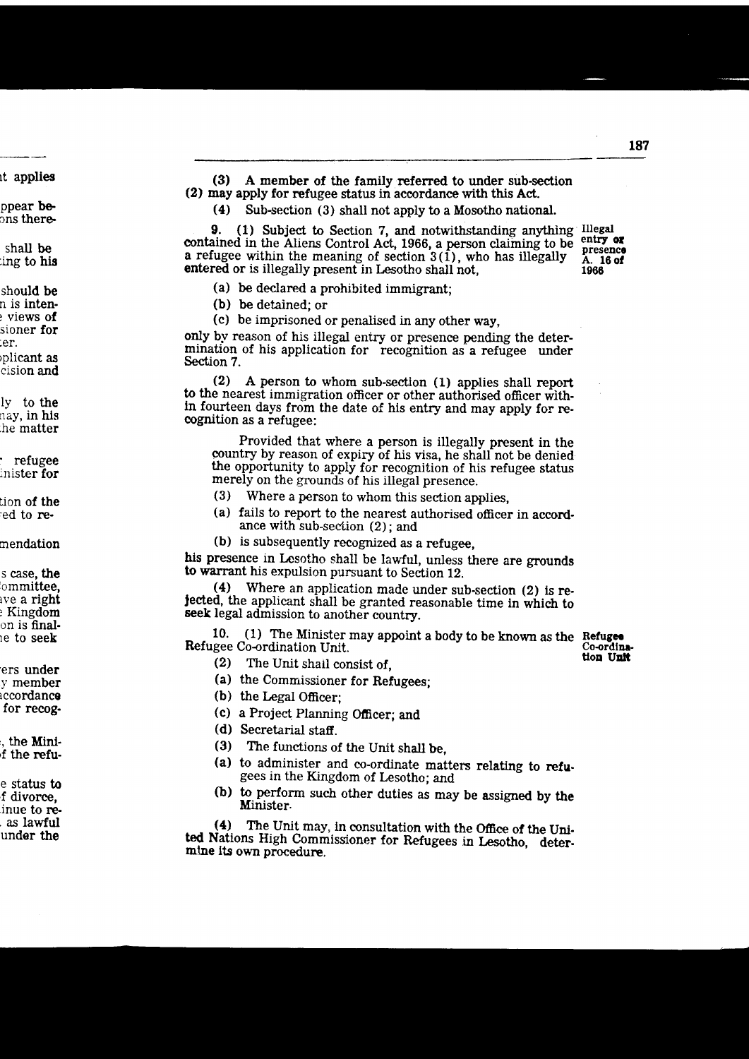(3) A member of the family referred to under sub-section (2) may apply for refugee status in accordance with this Act.

(4) Sub-section (3) shall not apply to a Mosotho national.

**Illegal entry or presence A. 16 of 1966**

9. (1) Subject to Section 7, and notwithstanding anything contained in the Aliens Control Act, 1966, a person claiming to be a refugee within the meaning of section 3(1), who has illegally entered or is illegally present in Lesotho shall not,

(a) be declared a prohibited immigrant;

(b) be detained; or

(c) be imprisoned or penalised in any other way,

only by reason of his illegal entry or presence pending the determination of his application for recognition as a refugee under Section 7.

(2) A person to whom sub-section (1) applies shall report to the nearest immigration officer or other authorised officer within fourteen days from the date of his entry and may apply for recognition as a refugee:

Provided that where a person is illegally present in the country by reason of expiry of his visa, he shall not be denied the opportunity to apply for recognition of his refugee status merely on the grounds of his illegal presence.

(3) Where a person to whom this section applies,

(a) fails to report to the nearest authorised officer in accordance with sub-section (2); and

(b) is subsequently recognized as a refugee,

his presence in Lesotho shall be lawful, unless there are grounds to warrant his expulsion pursuant to Section 12.

(4) Where an application made under sub-section (2) is rejected, the applicant shall be granted reasonable time in which to seek legal admission to another country.

**Refugee Co-ordination Unit**

10. (1) The Minister may appoint a body to be known as the Refugee Co-ordination Unit.

(2) The Unit shall consist of,

(a) the Commissioner for Refugees;

(b) the Legal Officer;

(c) a Project Planning Officer; and

(d) Secretarial staff.

(3) The functions of the Unit shall be,

(a) to administer and co-ordinate matters relating to refugees in the Kingdom of Lesotho; and

(b) to perform such other duties as may be assigned by the Minister.

(4) The Unit may, in consultation with the Office of the United Nations High Commissioner for Refugees in Lesotho, determine its own procedure.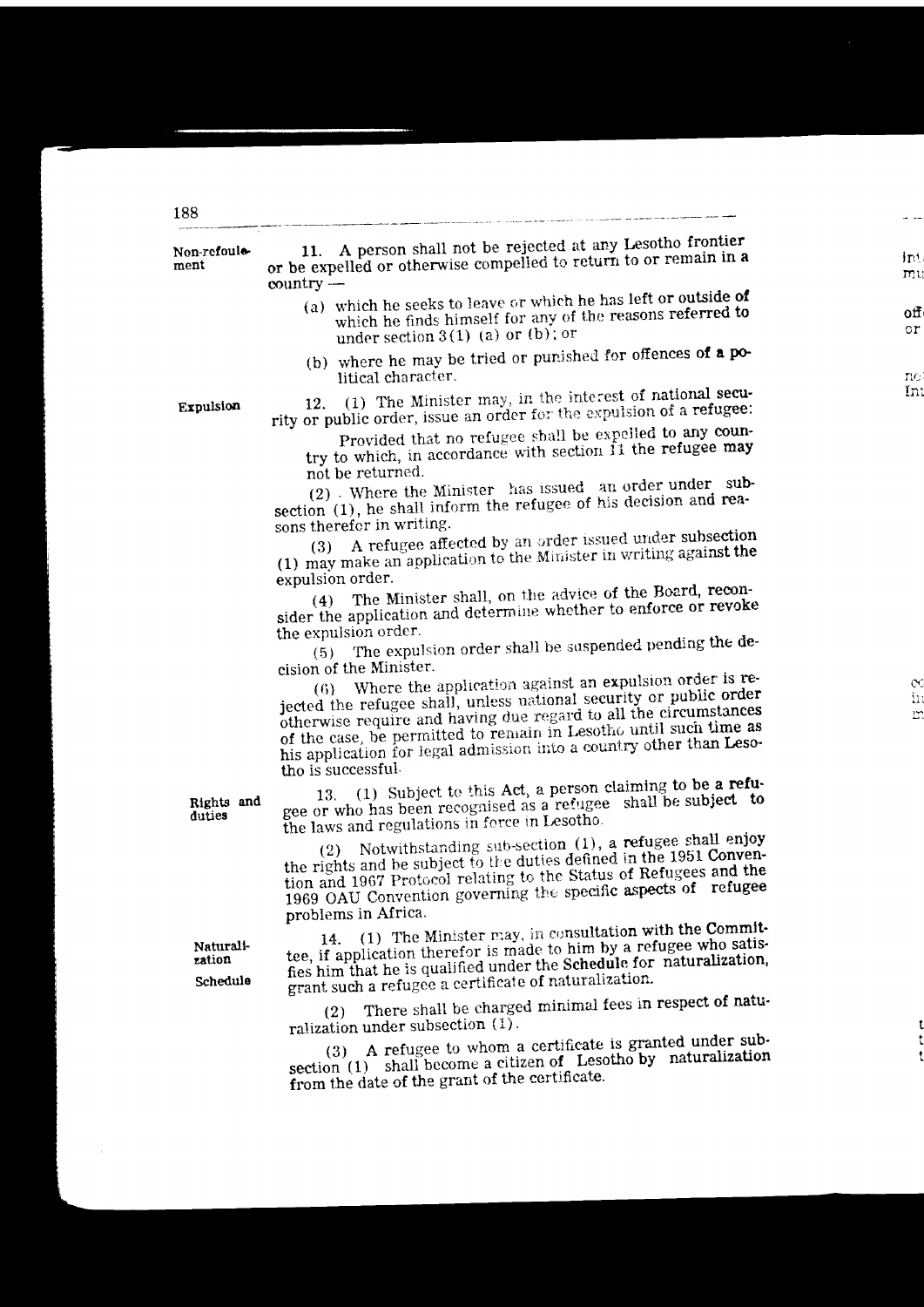**Non-refoulement**

11. A person shall not be rejected at any Lesotho frontier or be expelled or otherwise compelled to return to or remain in a country —

(a) which he seeks to leave or which he has left or outside of which he finds himself for any of the reasons referred to under section 3(1) (a) or (b); or

(b) where he may be tried or punished for offences of a political character.

**Expulsion**

12. (1) The Minister may, in the interest of national security or public order, issue an order for the expulsion of a refugee:

Provided that no refugee shall be expelled to any country to which, in accordance with section 11 the refugee may not be returned.

(2) Where the Minister has issued an order under subsection (1), he shall inform the refugee of his decision and reasons therefor in writing.

(3) A refugee affected by an order issued under subsection (1) may make an application to the Minister in writing against the expulsion order.

(4) The Minister shall, on the advice of the Board, reconsider the application and determine whether to enforce or revoke the expulsion order.

(5) The expulsion order shall be suspended pending the decision of the Minister.

(6) Where the application against an expulsion order is rejected the refugee shall, unless national security or public order otherwise require and having due regard to all the circumstances of the case, be permitted to remain in Lesotho until such time as his application for legal admission into a country other than Lesotho is successful.

**Rights and duties**

13. (1) Subject to this Act, a person claiming to be a refugee or who has been recognised as a refugee shall be subject to the laws and regulations in force in Lesotho.

(2) Notwithstanding sub-section (1), a refugee shall enjoy the rights and be subject to the duties defined in the 1951 Convention and 1967 Protocol relating to the Status of Refugees and the 1969 OAU Convention governing the specific aspects of refugee problems in Africa.

**Naturalization**

**Schedule**

14. (1) The Minister may, in consultation with the Committee, if application therefor is made to him by a refugee who satisfies him that he is qualified under the Schedule for naturalization, grant such a refugee a certificate of naturalization.

(2) There shall be charged minimal fees in respect of naturalization under subsection (1).

(3) A refugee to whom a certificate is granted under subsection (1) shall become a citizen of Lesotho by naturalization from the date of the grant of the certificate.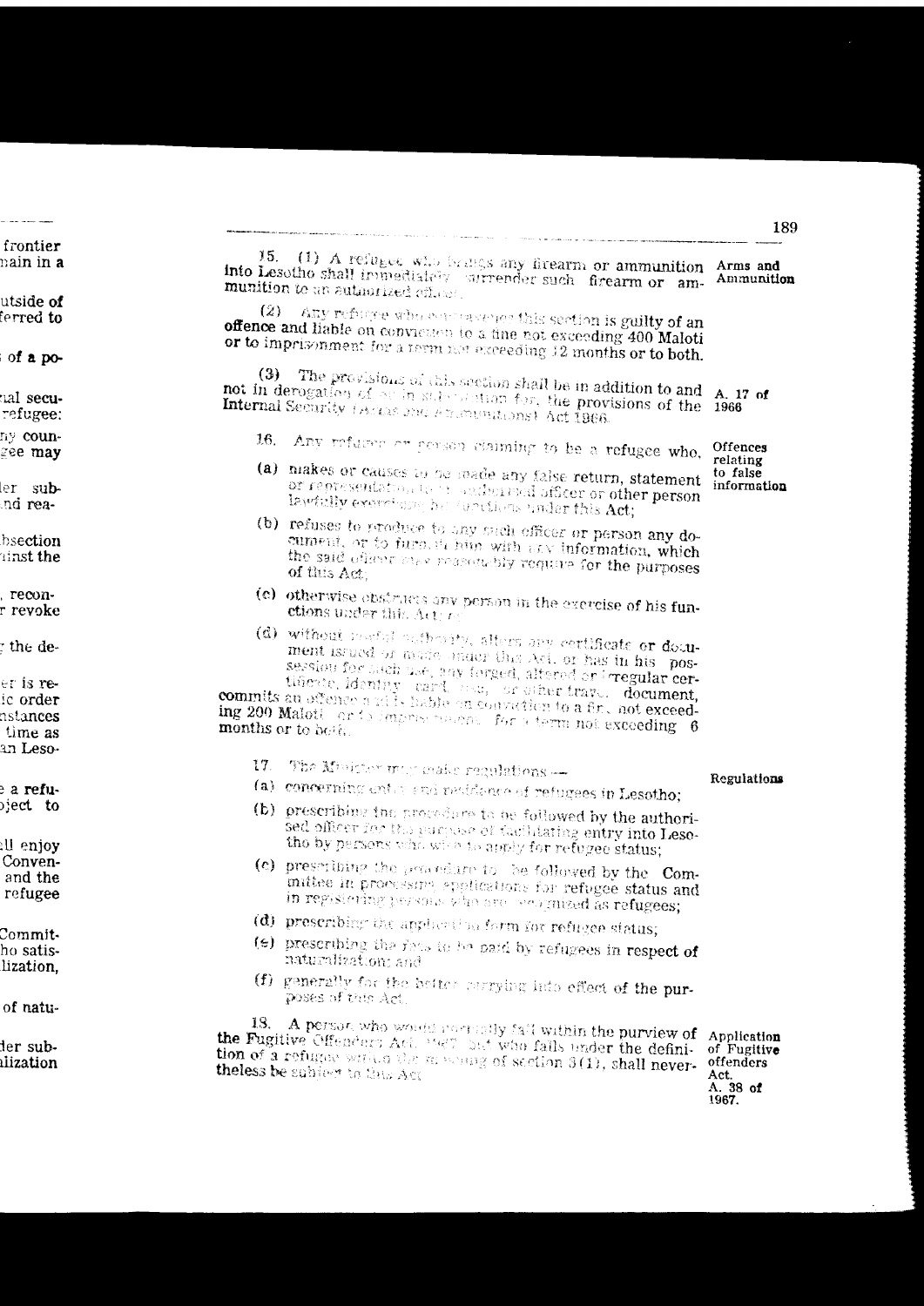15. (1) A refugee who brings any firearm or ammunition into Lesotho shall immediately surrender such firearm or ammunition to an authorized officer.

**Arms and Ammunition**

(2) Any refugee who contravenes this section is guilty of an offence and liable on conviction to a fine not exceeding 400 Maloti or to imprisonment for a term not exceeding 12 months or to both.

(3) The provisions of this section shall be in addition to and not in derogation of or in substitution for, the provisions of the Internal Security (Arms and Ammunitions) Act 1966.

**A. 17 of 1966**

16. Any refugee or person claiming to be a refugee who,

**Offences relating to false information**

(a) makes or causes to be made any false return, statement or representation to an authorized officer or other person lawfully exercising his functions under this Act;

(b) refuses to produce to any such officer or person any document, or to furnish him with any information, which the said officer may reasonably require for the purposes of this Act;

(c) otherwise obstructs any person in the exercise of his functions under this Act; or

(d) without lawful authority, alters any certificate or document issued or made under this Act, or has in his possession for such use, any forged, altered or irregular certificate, identity card, visa, or other travel document,

commits an offence and is liable on conviction to a fine not exceeding 200 Maloti or to imprisonment for a term not exceeding 6 months or to both.

17. The Minister may make regulations —

**Regulations**

(a) concerning entry and residence of refugees in Lesotho;

(b) prescribing the procedure to be followed by the authorised officer for the purpose of facilitating entry into Lesotho by persons who wish to apply for refugee status;

(c) prescribing the procedure to be followed by the Committee in processing applications for refugee status and in registering persons who are recognized as refugees;

(d) prescribing the application form for refugee status;

(e) prescribing the fees to be paid by refugees in respect of naturalization; and

(f) generally for the better carrying into effect of the purposes of this Act.

18. A person who would normally fall within the purview of the Fugitive Offenders Act 1967 but who falls under the definition of a refugee within the meaning of section 3(1), shall nevertheless be subject to this Act.

**Application of Fugitive offenders Act. A. 38 of 1967.**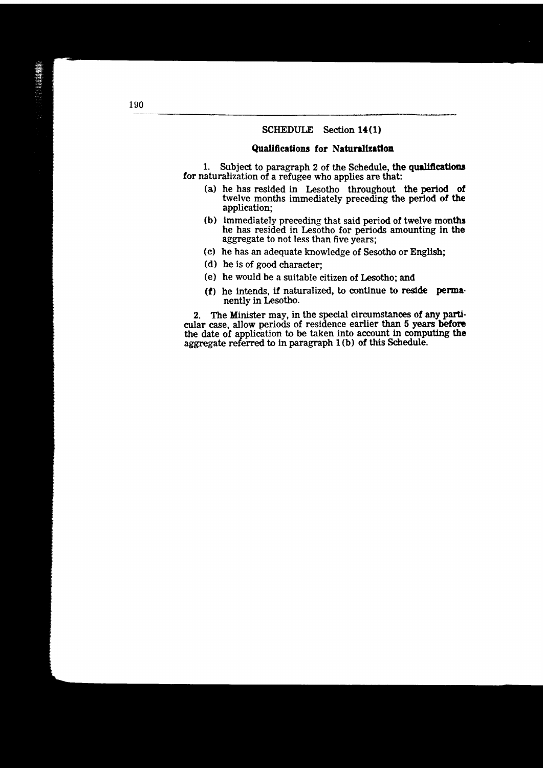## SCHEDULE Section 14(1)

### Qualifications for Naturalization

1. Subject to paragraph 2 of the Schedule, the qualifications for naturalization of a refugee who applies are that:

   (a) he has resided in Lesotho throughout the period of twelve months immediately preceding the period of the application;

   (b) immediately preceding that said period of twelve months he has resided in Lesotho for periods amounting in the aggregate to not less than five years;

   (c) he has an adequate knowledge of Sesotho or English;

   (d) he is of good character;

   (e) he would be a suitable citizen of Lesotho; and

   (f) he intends, if naturalized, to continue to reside permanently in Lesotho.

2. The Minister may, in the special circumstances of any particular case, allow periods of residence earlier than 5 years before the date of application to be taken into account in computing the aggregate referred to in paragraph 1(b) of this Schedule.